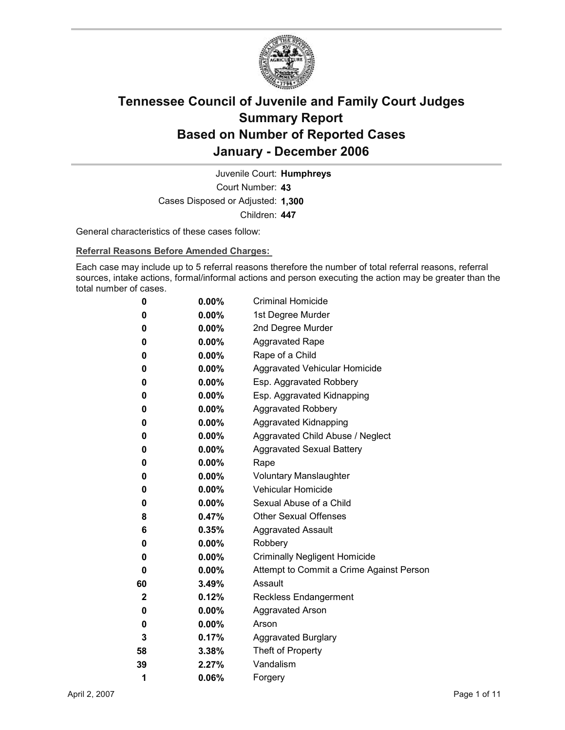# Tennessee Council of Juvenile and Family Court Judges
# Summary Report
# Based on Number of Reported Cases
# January - December 2006

Juvenile Court: **Humphreys**

Court Number: **43**

Cases Disposed or Adjusted: **1,300**

Children: **447**

General characteristics of these cases follow:

**Referral Reasons Before Amended Charges:**

Each case may include up to 5 referral reasons therefore the number of total referral reasons, referral sources, intake actions, formal/informal actions and person executing the action may be greater than the total number of cases.

| | | |
|---|---|---|
| 0 | 0.00% | Criminal Homicide |
| 0 | 0.00% | 1st Degree Murder |
| 0 | 0.00% | 2nd Degree Murder |
| 0 | 0.00% | Aggravated Rape |
| 0 | 0.00% | Rape of a Child |
| 0 | 0.00% | Aggravated Vehicular Homicide |
| 0 | 0.00% | Esp. Aggravated Robbery |
| 0 | 0.00% | Esp. Aggravated Kidnapping |
| 0 | 0.00% | Aggravated Robbery |
| 0 | 0.00% | Aggravated Kidnapping |
| 0 | 0.00% | Aggravated Child Abuse / Neglect |
| 0 | 0.00% | Aggravated Sexual Battery |
| 0 | 0.00% | Rape |
| 0 | 0.00% | Voluntary Manslaughter |
| 0 | 0.00% | Vehicular Homicide |
| 0 | 0.00% | Sexual Abuse of a Child |
| 8 | 0.47% | Other Sexual Offenses |
| 6 | 0.35% | Aggravated Assault |
| 0 | 0.00% | Robbery |
| 0 | 0.00% | Criminally Negligent Homicide |
| 0 | 0.00% | Attempt to Commit a Crime Against Person |
| 60 | 3.49% | Assault |
| 2 | 0.12% | Reckless Endangerment |
| 0 | 0.00% | Aggravated Arson |
| 0 | 0.00% | Arson |
| 3 | 0.17% | Aggravated Burglary |
| 58 | 3.38% | Theft of Property |
| 39 | 2.27% | Vandalism |
| 1 | 0.06% | Forgery |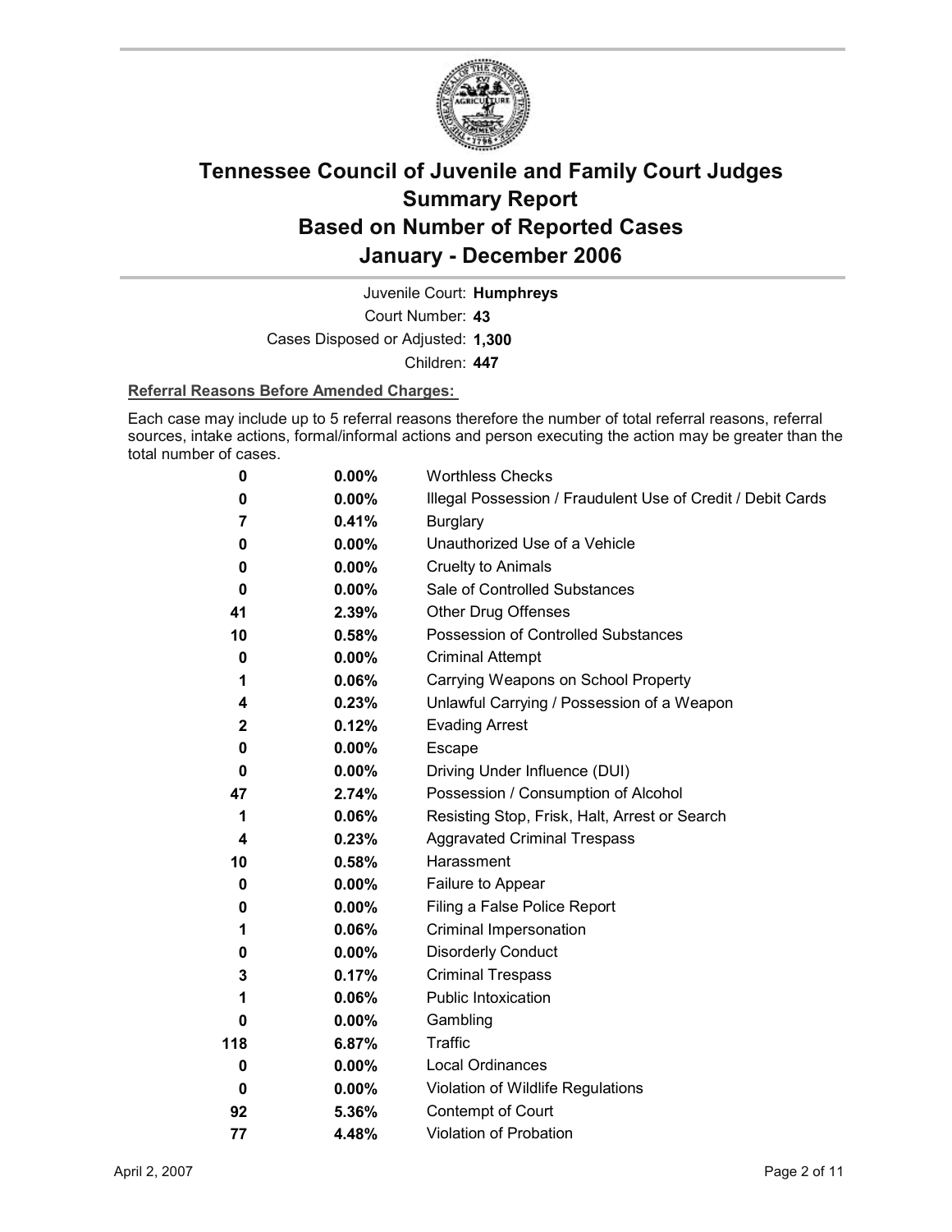# Tennessee Council of Juvenile and Family Court Judges Summary Report Based on Number of Reported Cases January - December 2006

Juvenile Court: **Humphreys**

Court Number: **43**

Cases Disposed or Adjusted: **1,300**

Children: **447**

**Referral Reasons Before Amended Charges:**

Each case may include up to 5 referral reasons therefore the number of total referral reasons, referral sources, intake actions, formal/informal actions and person executing the action may be greater than the total number of cases.

| Count | Percent | Referral Reason |
|---|---|---|
| 0 | 0.00% | Worthless Checks |
| 0 | 0.00% | Illegal Possession / Fraudulent Use of Credit / Debit Cards |
| 7 | 0.41% | Burglary |
| 0 | 0.00% | Unauthorized Use of a Vehicle |
| 0 | 0.00% | Cruelty to Animals |
| 0 | 0.00% | Sale of Controlled Substances |
| 41 | 2.39% | Other Drug Offenses |
| 10 | 0.58% | Possession of Controlled Substances |
| 0 | 0.00% | Criminal Attempt |
| 1 | 0.06% | Carrying Weapons on School Property |
| 4 | 0.23% | Unlawful Carrying / Possession of a Weapon |
| 2 | 0.12% | Evading Arrest |
| 0 | 0.00% | Escape |
| 0 | 0.00% | Driving Under Influence (DUI) |
| 47 | 2.74% | Possession / Consumption of Alcohol |
| 1 | 0.06% | Resisting Stop, Frisk, Halt, Arrest or Search |
| 4 | 0.23% | Aggravated Criminal Trespass |
| 10 | 0.58% | Harassment |
| 0 | 0.00% | Failure to Appear |
| 0 | 0.00% | Filing a False Police Report |
| 1 | 0.06% | Criminal Impersonation |
| 0 | 0.00% | Disorderly Conduct |
| 3 | 0.17% | Criminal Trespass |
| 1 | 0.06% | Public Intoxication |
| 0 | 0.00% | Gambling |
| 118 | 6.87% | Traffic |
| 0 | 0.00% | Local Ordinances |
| 0 | 0.00% | Violation of Wildlife Regulations |
| 92 | 5.36% | Contempt of Court |
| 77 | 4.48% | Violation of Probation |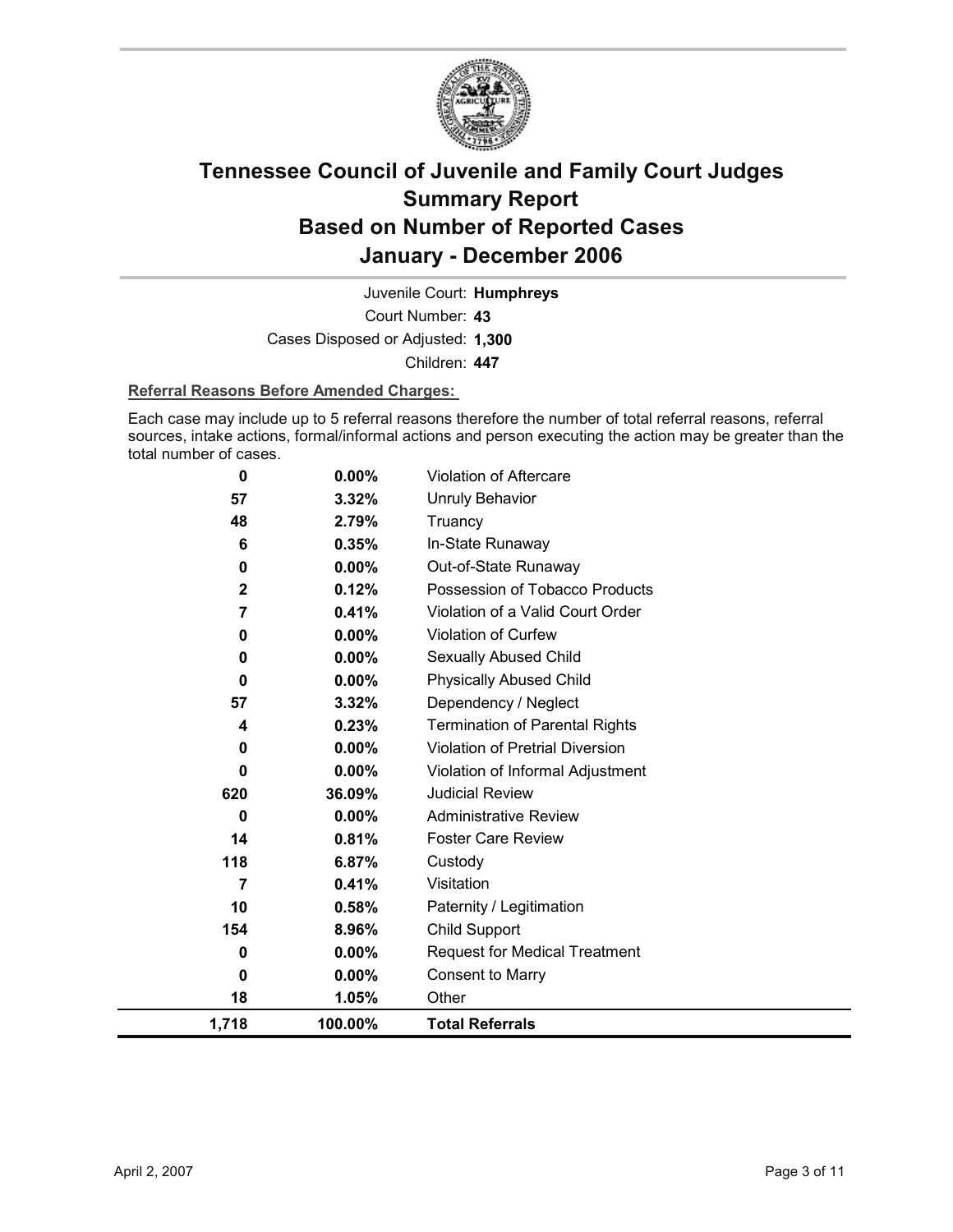# Tennessee Council of Juvenile and Family Court Judges
# Summary Report
# Based on Number of Reported Cases
# January - December 2006

Juvenile Court: **Humphreys**

Court Number: **43**

Cases Disposed or Adjusted: **1,300**

Children: **447**

**Referral Reasons Before Amended Charges:**

Each case may include up to 5 referral reasons therefore the number of total referral reasons, referral sources, intake actions, formal/informal actions and person executing the action may be greater than the total number of cases.

| | | |
|---|---|---|
| 0 | 0.00% | Violation of Aftercare |
| 57 | 3.32% | Unruly Behavior |
| 48 | 2.79% | Truancy |
| 6 | 0.35% | In-State Runaway |
| 0 | 0.00% | Out-of-State Runaway |
| 2 | 0.12% | Possession of Tobacco Products |
| 7 | 0.41% | Violation of a Valid Court Order |
| 0 | 0.00% | Violation of Curfew |
| 0 | 0.00% | Sexually Abused Child |
| 0 | 0.00% | Physically Abused Child |
| 57 | 3.32% | Dependency / Neglect |
| 4 | 0.23% | Termination of Parental Rights |
| 0 | 0.00% | Violation of Pretrial Diversion |
| 0 | 0.00% | Violation of Informal Adjustment |
| 620 | 36.09% | Judicial Review |
| 0 | 0.00% | Administrative Review |
| 14 | 0.81% | Foster Care Review |
| 118 | 6.87% | Custody |
| 7 | 0.41% | Visitation |
| 10 | 0.58% | Paternity / Legitimation |
| 154 | 8.96% | Child Support |
| 0 | 0.00% | Request for Medical Treatment |
| 0 | 0.00% | Consent to Marry |
| 18 | 1.05% | Other |
| **1,718** | **100.00%** | **Total Referrals** |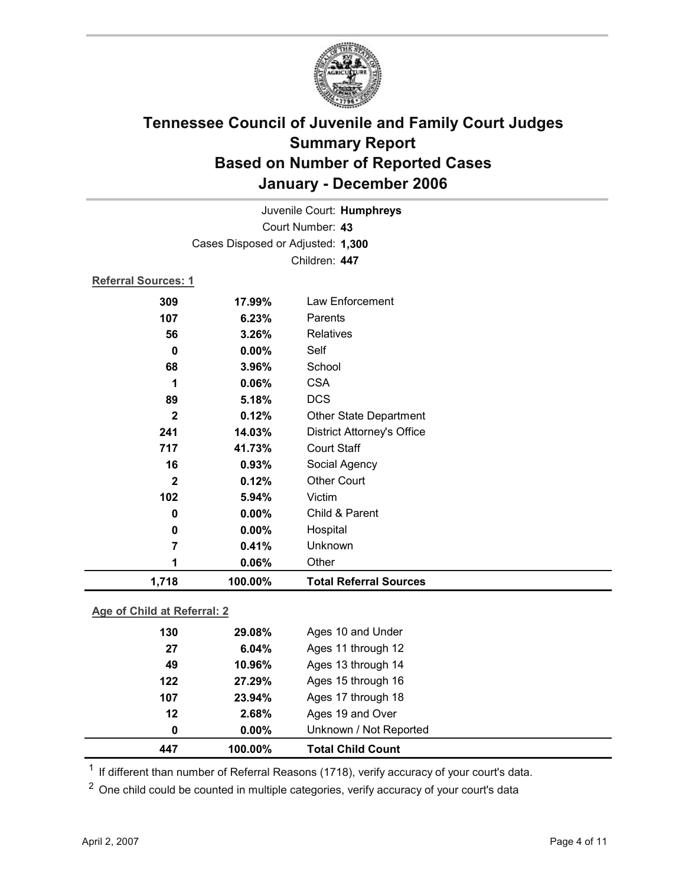# Tennessee Council of Juvenile and Family Court Judges
# Summary Report
# Based on Number of Reported Cases
# January - December 2006

Juvenile Court: **Humphreys**

Court Number: **43**

Cases Disposed or Adjusted: **1,300**

Children: **447**

**Referral Sources: 1**

| Count | Percent | Source |
|---|---|---|
| 309 | 17.99% | Law Enforcement |
| 107 | 6.23% | Parents |
| 56 | 3.26% | Relatives |
| 0 | 0.00% | Self |
| 68 | 3.96% | School |
| 1 | 0.06% | CSA |
| 89 | 5.18% | DCS |
| 2 | 0.12% | Other State Department |
| 241 | 14.03% | District Attorney's Office |
| 717 | 41.73% | Court Staff |
| 16 | 0.93% | Social Agency |
| 2 | 0.12% | Other Court |
| 102 | 5.94% | Victim |
| 0 | 0.00% | Child & Parent |
| 0 | 0.00% | Hospital |
| 7 | 0.41% | Unknown |
| 1 | 0.06% | Other |
| **1,718** | **100.00%** | **Total Referral Sources** |

**Age of Child at Referral: 2**

| Count | Percent | Age |
|---|---|---|
| 130 | 29.08% | Ages 10 and Under |
| 27 | 6.04% | Ages 11 through 12 |
| 49 | 10.96% | Ages 13 through 14 |
| 122 | 27.29% | Ages 15 through 16 |
| 107 | 23.94% | Ages 17 through 18 |
| 12 | 2.68% | Ages 19 and Over |
| 0 | 0.00% | Unknown / Not Reported |
| **447** | **100.00%** | **Total Child Count** |

[1] If different than number of Referral Reasons (1718), verify accuracy of your court's data.

[2] One child could be counted in multiple categories, verify accuracy of your court's data

April 2, 2007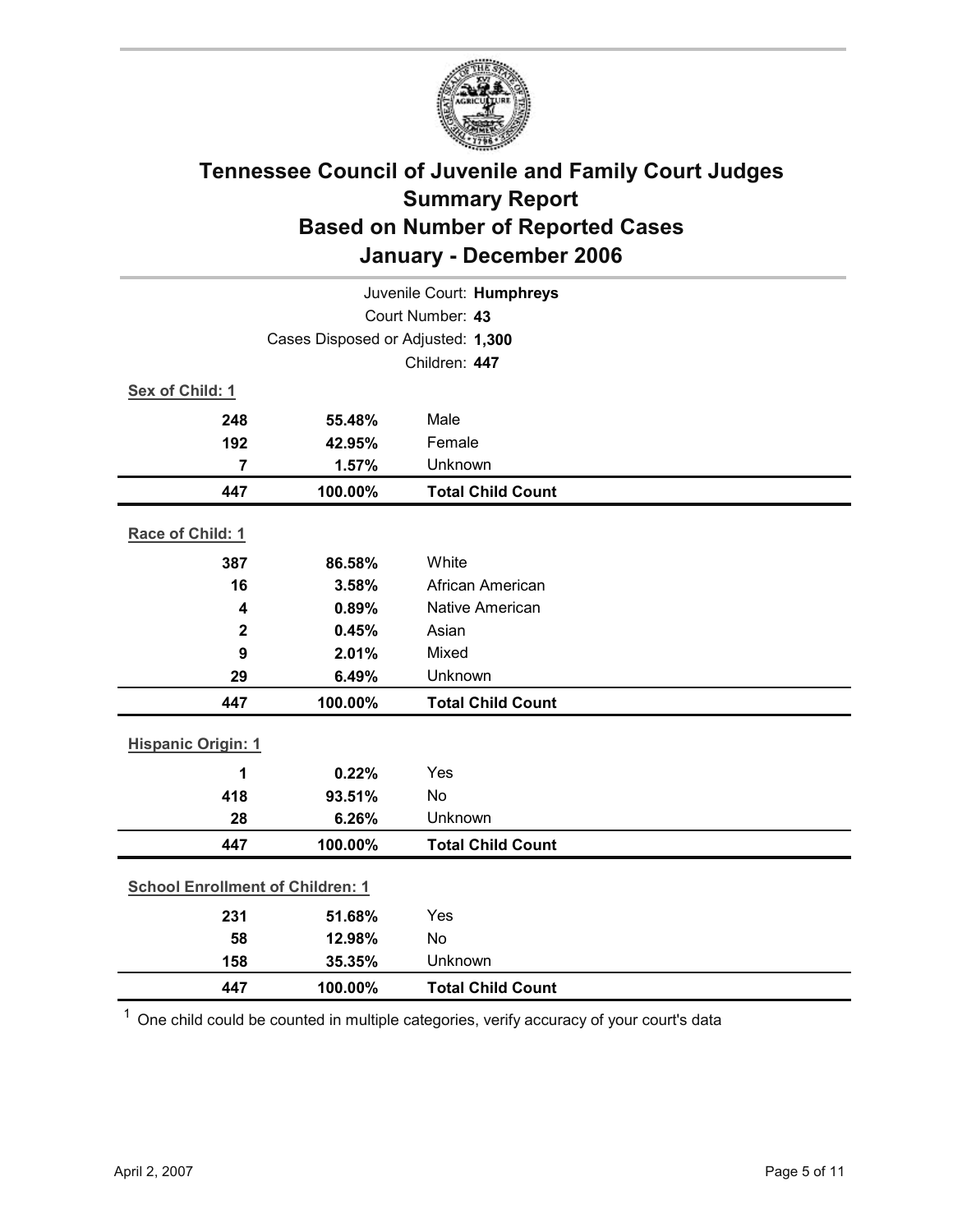# Tennessee Council of Juvenile and Family Court Judges
## Summary Report
## Based on Number of Reported Cases
## January - December 2006

Juvenile Court: **Humphreys**
Court Number: **43**
Cases Disposed or Adjusted: **1,300**
Children: **447**

**Sex of Child: 1**

| Count | Percent | Category |
|---|---|---|
| 248 | 55.48% | Male |
| 192 | 42.95% | Female |
| 7 | 1.57% | Unknown |
| **447** | **100.00%** | **Total Child Count** |

**Race of Child: 1**

| Count | Percent | Category |
|---|---|---|
| 387 | 86.58% | White |
| 16 | 3.58% | African American |
| 4 | 0.89% | Native American |
| 2 | 0.45% | Asian |
| 9 | 2.01% | Mixed |
| 29 | 6.49% | Unknown |
| **447** | **100.00%** | **Total Child Count** |

**Hispanic Origin: 1**

| Count | Percent | Category |
|---|---|---|
| 1 | 0.22% | Yes |
| 418 | 93.51% | No |
| 28 | 6.26% | Unknown |
| **447** | **100.00%** | **Total Child Count** |

**School Enrollment of Children: 1**

| Count | Percent | Category |
|---|---|---|
| 231 | 51.68% | Yes |
| 58 | 12.98% | No |
| 158 | 35.35% | Unknown |
| **447** | **100.00%** | **Total Child Count** |

[1] One child could be counted in multiple categories, verify accuracy of your court's data

April 2, 2007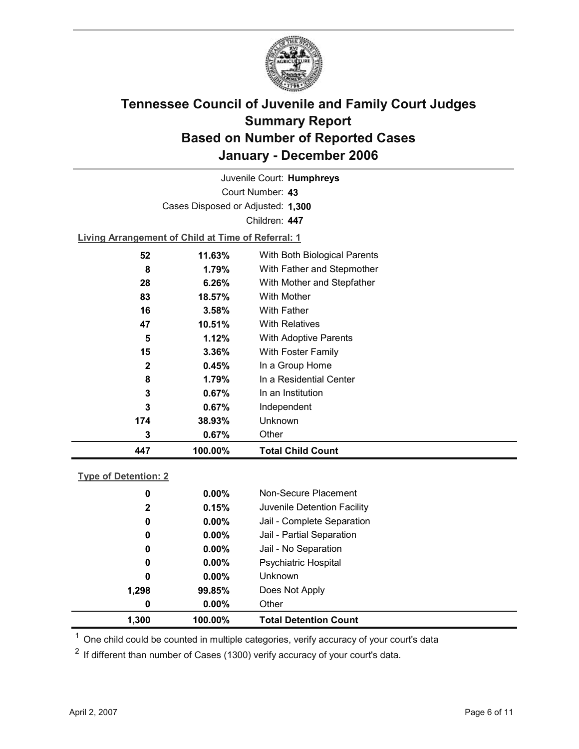# Tennessee Council of Juvenile and Family Court Judges
# Summary Report
# Based on Number of Reported Cases
# January - December 2006

Juvenile Court: **Humphreys**

Court Number: **43**

Cases Disposed or Adjusted: **1,300**

Children: **447**

**Living Arrangement of Child at Time of Referral: 1**

| Count | Percent | Category |
|---|---|---|
| 52 | 11.63% | With Both Biological Parents |
| 8 | 1.79% | With Father and Stepmother |
| 28 | 6.26% | With Mother and Stepfather |
| 83 | 18.57% | With Mother |
| 16 | 3.58% | With Father |
| 47 | 10.51% | With Relatives |
| 5 | 1.12% | With Adoptive Parents |
| 15 | 3.36% | With Foster Family |
| 2 | 0.45% | In a Group Home |
| 8 | 1.79% | In a Residential Center |
| 3 | 0.67% | In an Institution |
| 3 | 0.67% | Independent |
| 174 | 38.93% | Unknown |
| 3 | 0.67% | Other |
| **447** | **100.00%** | **Total Child Count** |

**Type of Detention: 2**

| Count | Percent | Category |
|---|---|---|
| 0 | 0.00% | Non-Secure Placement |
| 2 | 0.15% | Juvenile Detention Facility |
| 0 | 0.00% | Jail - Complete Separation |
| 0 | 0.00% | Jail - Partial Separation |
| 0 | 0.00% | Jail - No Separation |
| 0 | 0.00% | Psychiatric Hospital |
| 0 | 0.00% | Unknown |
| 1,298 | 99.85% | Does Not Apply |
| 0 | 0.00% | Other |
| **1,300** | **100.00%** | **Total Detention Count** |

[1] One child could be counted in multiple categories, verify accuracy of your court's data

[2] If different than number of Cases (1300) verify accuracy of your court's data.

April 2, 2007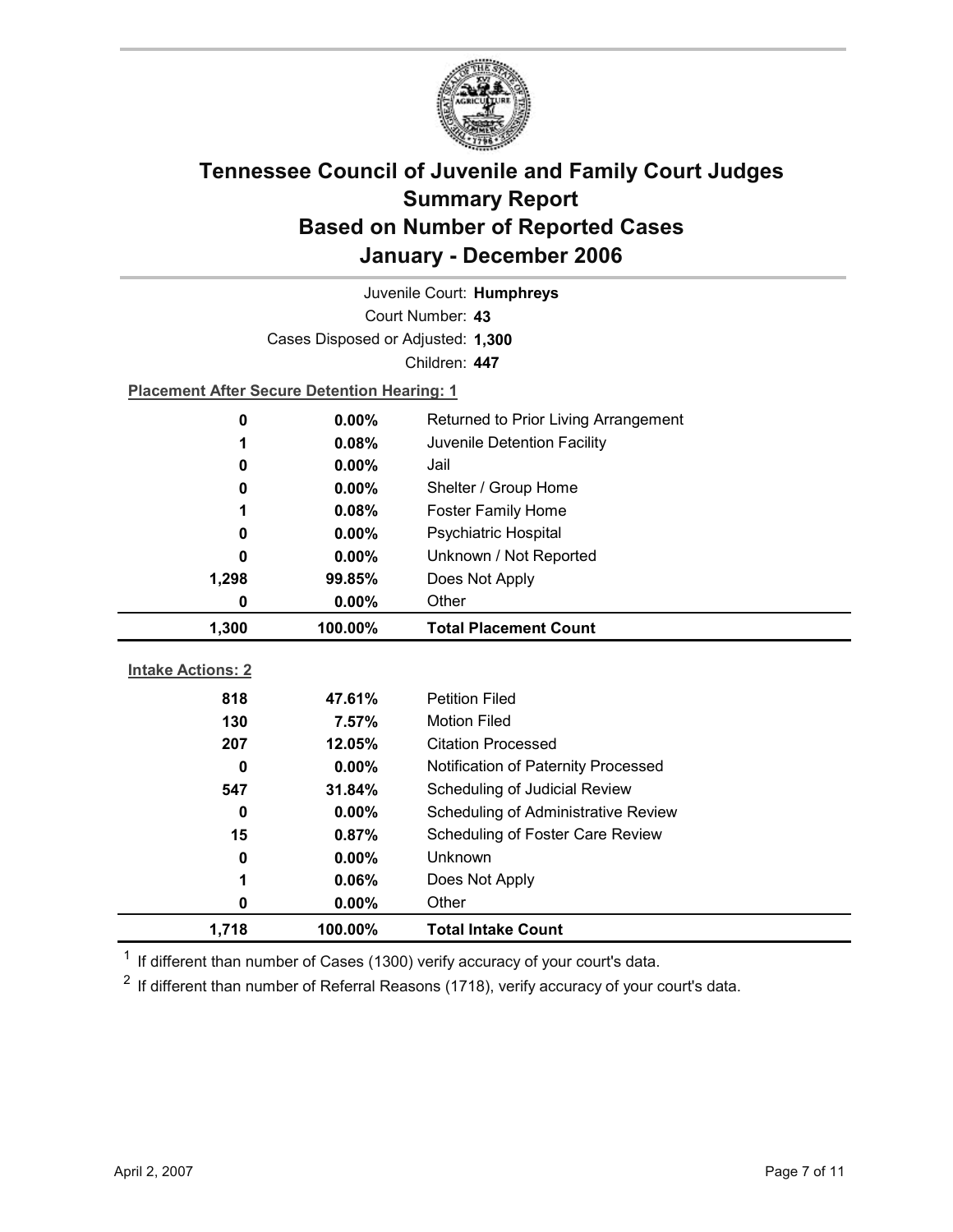# Tennessee Council of Juvenile and Family Court Judges
## Summary Report
## Based on Number of Reported Cases
## January - December 2006

Juvenile Court: **Humphreys**

Court Number: **43**

Cases Disposed or Adjusted: **1,300**

Children: **447**

**Placement After Secure Detention Hearing: 1**

| Count | Percent | Placement |
|---|---|---|
| 0 | 0.00% | Returned to Prior Living Arrangement |
| 1 | 0.08% | Juvenile Detention Facility |
| 0 | 0.00% | Jail |
| 0 | 0.00% | Shelter / Group Home |
| 1 | 0.08% | Foster Family Home |
| 0 | 0.00% | Psychiatric Hospital |
| 0 | 0.00% | Unknown / Not Reported |
| 1,298 | 99.85% | Does Not Apply |
| 0 | 0.00% | Other |
| **1,300** | **100.00%** | **Total Placement Count** |

**Intake Actions: 2**

| Count | Percent | Intake Action |
|---|---|---|
| 818 | 47.61% | Petition Filed |
| 130 | 7.57% | Motion Filed |
| 207 | 12.05% | Citation Processed |
| 0 | 0.00% | Notification of Paternity Processed |
| 547 | 31.84% | Scheduling of Judicial Review |
| 0 | 0.00% | Scheduling of Administrative Review |
| 15 | 0.87% | Scheduling of Foster Care Review |
| 0 | 0.00% | Unknown |
| 1 | 0.06% | Does Not Apply |
| 0 | 0.00% | Other |
| **1,718** | **100.00%** | **Total Intake Count** |

[1] If different than number of Cases (1300) verify accuracy of your court's data.

[2] If different than number of Referral Reasons (1718), verify accuracy of your court's data.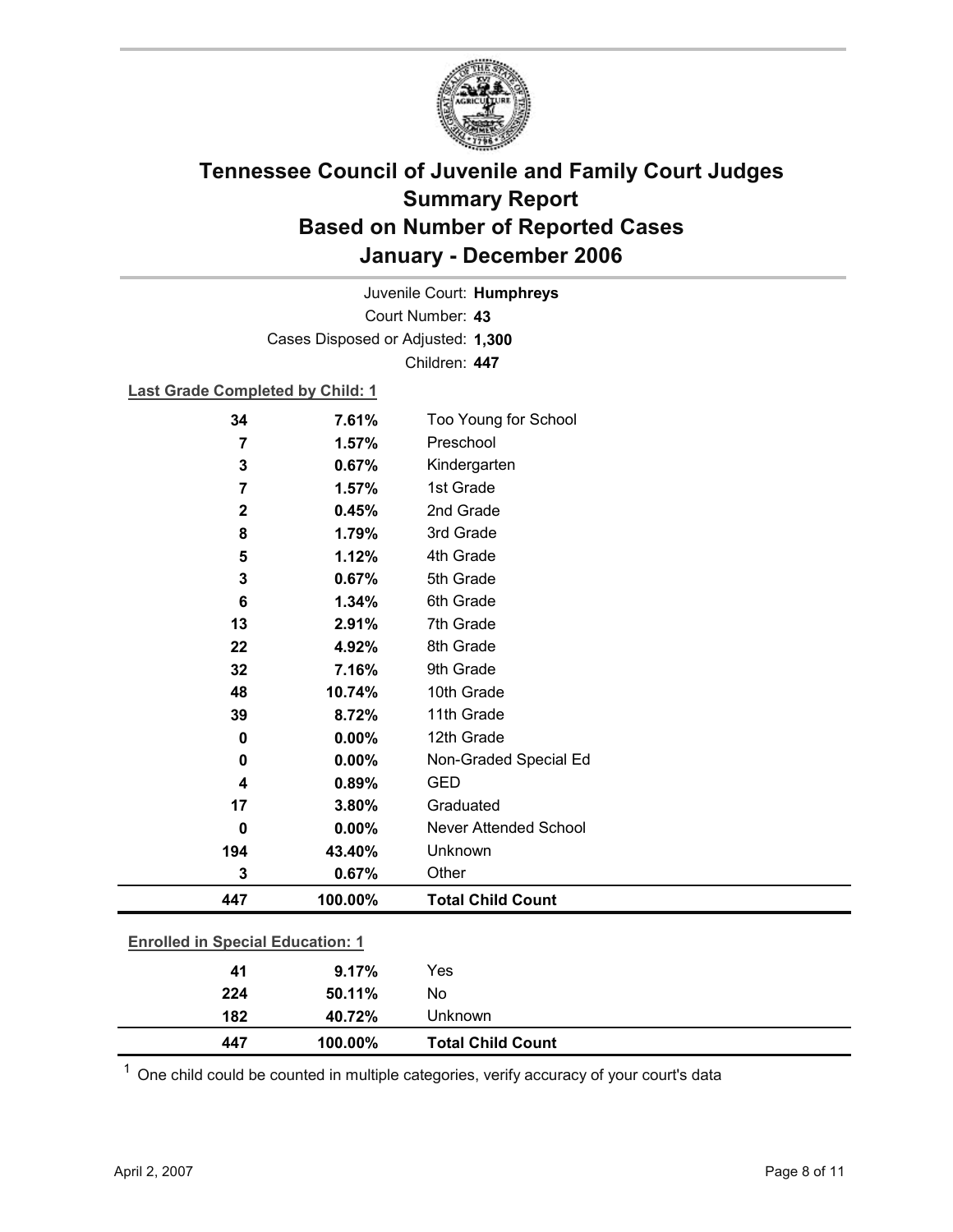# Tennessee Council of Juvenile and Family Court Judges
# Summary Report
# Based on Number of Reported Cases
# January - December 2006

Juvenile Court: **Humphreys**
Court Number: **43**
Cases Disposed or Adjusted: **1,300**
Children: **447**

**Last Grade Completed by Child: 1**

| Count | Percent | Category |
|---|---|---|
| 34 | 7.61% | Too Young for School |
| 7 | 1.57% | Preschool |
| 3 | 0.67% | Kindergarten |
| 7 | 1.57% | 1st Grade |
| 2 | 0.45% | 2nd Grade |
| 8 | 1.79% | 3rd Grade |
| 5 | 1.12% | 4th Grade |
| 3 | 0.67% | 5th Grade |
| 6 | 1.34% | 6th Grade |
| 13 | 2.91% | 7th Grade |
| 22 | 4.92% | 8th Grade |
| 32 | 7.16% | 9th Grade |
| 48 | 10.74% | 10th Grade |
| 39 | 8.72% | 11th Grade |
| 0 | 0.00% | 12th Grade |
| 0 | 0.00% | Non-Graded Special Ed |
| 4 | 0.89% | GED |
| 17 | 3.80% | Graduated |
| 0 | 0.00% | Never Attended School |
| 194 | 43.40% | Unknown |
| 3 | 0.67% | Other |
| **447** | **100.00%** | **Total Child Count** |

**Enrolled in Special Education: 1**

| Count | Percent | Category |
|---|---|---|
| 41 | 9.17% | Yes |
| 224 | 50.11% | No |
| 182 | 40.72% | Unknown |
| **447** | **100.00%** | **Total Child Count** |

[1] One child could be counted in multiple categories, verify accuracy of your court's data

April 2, 2007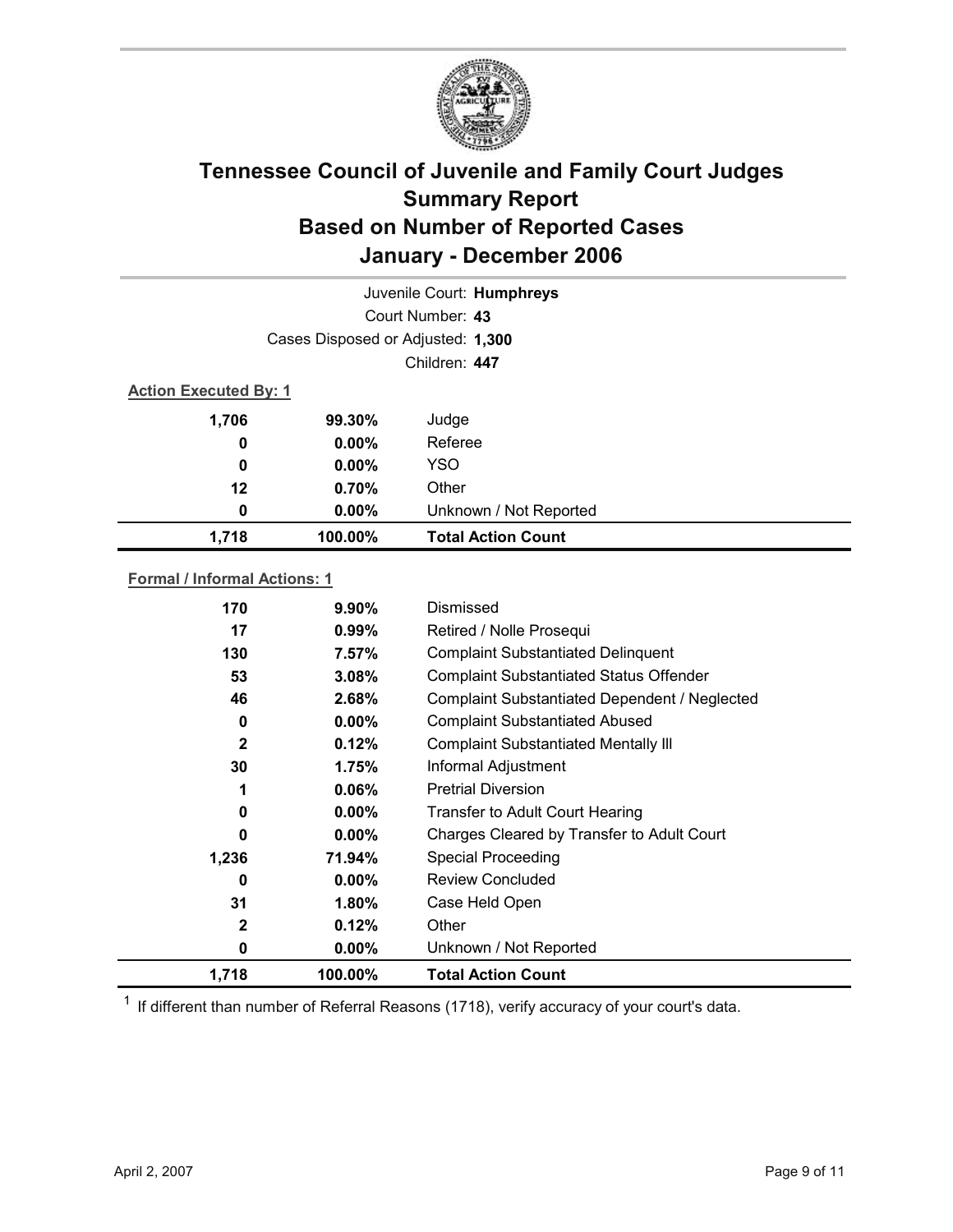# Tennessee Council of Juvenile and Family Court Judges
## Summary Report
## Based on Number of Reported Cases
## January - December 2006

Juvenile Court: **Humphreys**

Court Number: **43**

Cases Disposed or Adjusted: **1,300**

Children: **447**

**Action Executed By: 1**

| Count | Percent | Action |
|---|---|---|
| 1,706 | 99.30% | Judge |
| 0 | 0.00% | Referee |
| 0 | 0.00% | YSO |
| 12 | 0.70% | Other |
| 0 | 0.00% | Unknown / Not Reported |
| **1,718** | **100.00%** | **Total Action Count** |

**Formal / Informal Actions: 1**

| Count | Percent | Action |
|---|---|---|
| 170 | 9.90% | Dismissed |
| 17 | 0.99% | Retired / Nolle Prosequi |
| 130 | 7.57% | Complaint Substantiated Delinquent |
| 53 | 3.08% | Complaint Substantiated Status Offender |
| 46 | 2.68% | Complaint Substantiated Dependent / Neglected |
| 0 | 0.00% | Complaint Substantiated Abused |
| 2 | 0.12% | Complaint Substantiated Mentally Ill |
| 30 | 1.75% | Informal Adjustment |
| 1 | 0.06% | Pretrial Diversion |
| 0 | 0.00% | Transfer to Adult Court Hearing |
| 0 | 0.00% | Charges Cleared by Transfer to Adult Court |
| 1,236 | 71.94% | Special Proceeding |
| 0 | 0.00% | Review Concluded |
| 31 | 1.80% | Case Held Open |
| 2 | 0.12% | Other |
| 0 | 0.00% | Unknown / Not Reported |
| **1,718** | **100.00%** | **Total Action Count** |

[1] If different than number of Referral Reasons (1718), verify accuracy of your court's data.

April 2, 2007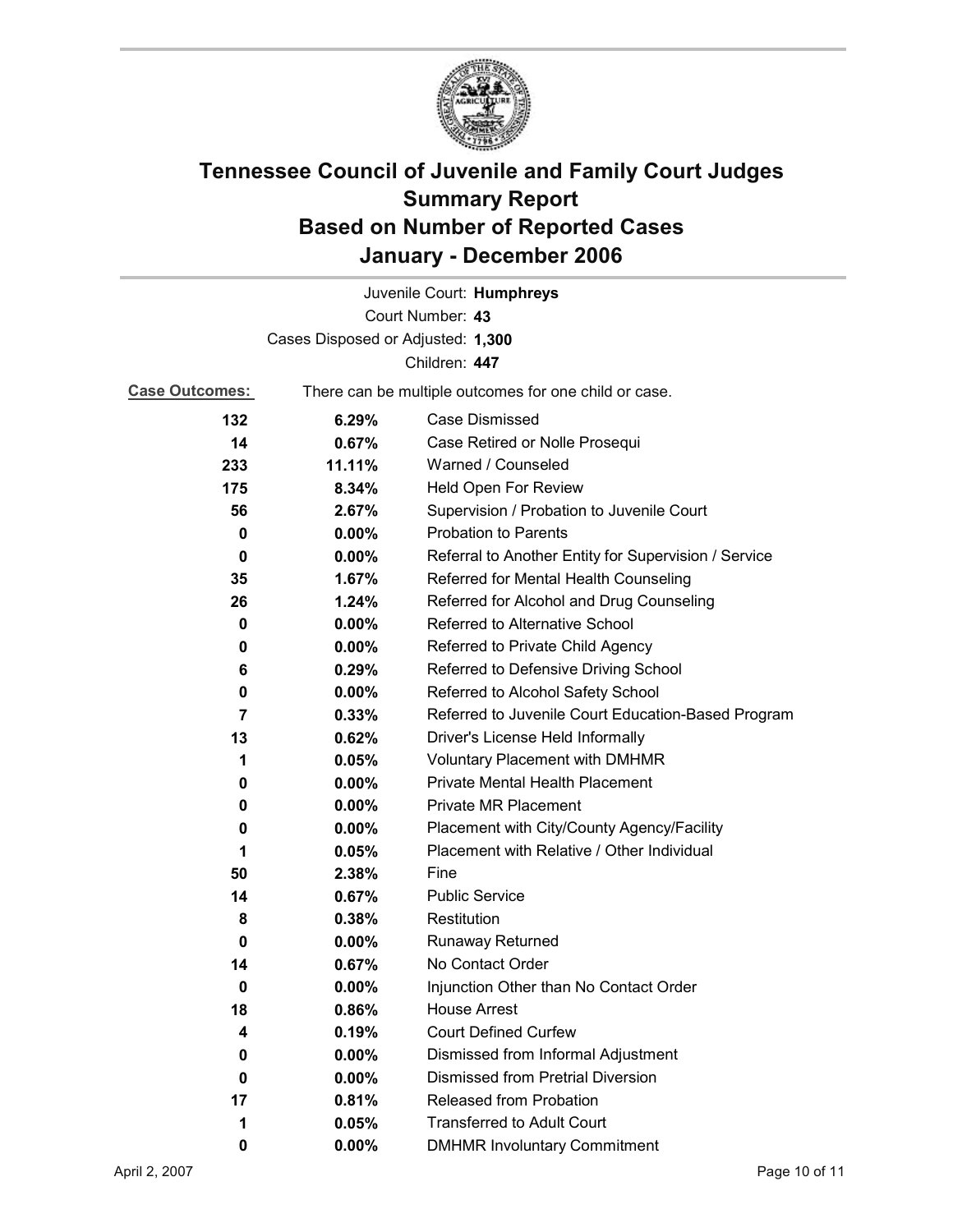# Tennessee Council of Juvenile and Family Court Judges
# Summary Report
# Based on Number of Reported Cases
# January - December 2006

Juvenile Court: **Humphreys**

Court Number: **43**

Cases Disposed or Adjusted: **1,300**

Children: **447**

**Case Outcomes:** There can be multiple outcomes for one child or case.

| | | |
|---|---|---|
| 132 | 6.29% | Case Dismissed |
| 14 | 0.67% | Case Retired or Nolle Prosequi |
| 233 | 11.11% | Warned / Counseled |
| 175 | 8.34% | Held Open For Review |
| 56 | 2.67% | Supervision / Probation to Juvenile Court |
| 0 | 0.00% | Probation to Parents |
| 0 | 0.00% | Referral to Another Entity for Supervision / Service |
| 35 | 1.67% | Referred for Mental Health Counseling |
| 26 | 1.24% | Referred for Alcohol and Drug Counseling |
| 0 | 0.00% | Referred to Alternative School |
| 0 | 0.00% | Referred to Private Child Agency |
| 6 | 0.29% | Referred to Defensive Driving School |
| 0 | 0.00% | Referred to Alcohol Safety School |
| 7 | 0.33% | Referred to Juvenile Court Education-Based Program |
| 13 | 0.62% | Driver's License Held Informally |
| 1 | 0.05% | Voluntary Placement with DMHMR |
| 0 | 0.00% | Private Mental Health Placement |
| 0 | 0.00% | Private MR Placement |
| 0 | 0.00% | Placement with City/County Agency/Facility |
| 1 | 0.05% | Placement with Relative / Other Individual |
| 50 | 2.38% | Fine |
| 14 | 0.67% | Public Service |
| 8 | 0.38% | Restitution |
| 0 | 0.00% | Runaway Returned |
| 14 | 0.67% | No Contact Order |
| 0 | 0.00% | Injunction Other than No Contact Order |
| 18 | 0.86% | House Arrest |
| 4 | 0.19% | Court Defined Curfew |
| 0 | 0.00% | Dismissed from Informal Adjustment |
| 0 | 0.00% | Dismissed from Pretrial Diversion |
| 17 | 0.81% | Released from Probation |
| 1 | 0.05% | Transferred to Adult Court |
| 0 | 0.00% | DMHMR Involuntary Commitment |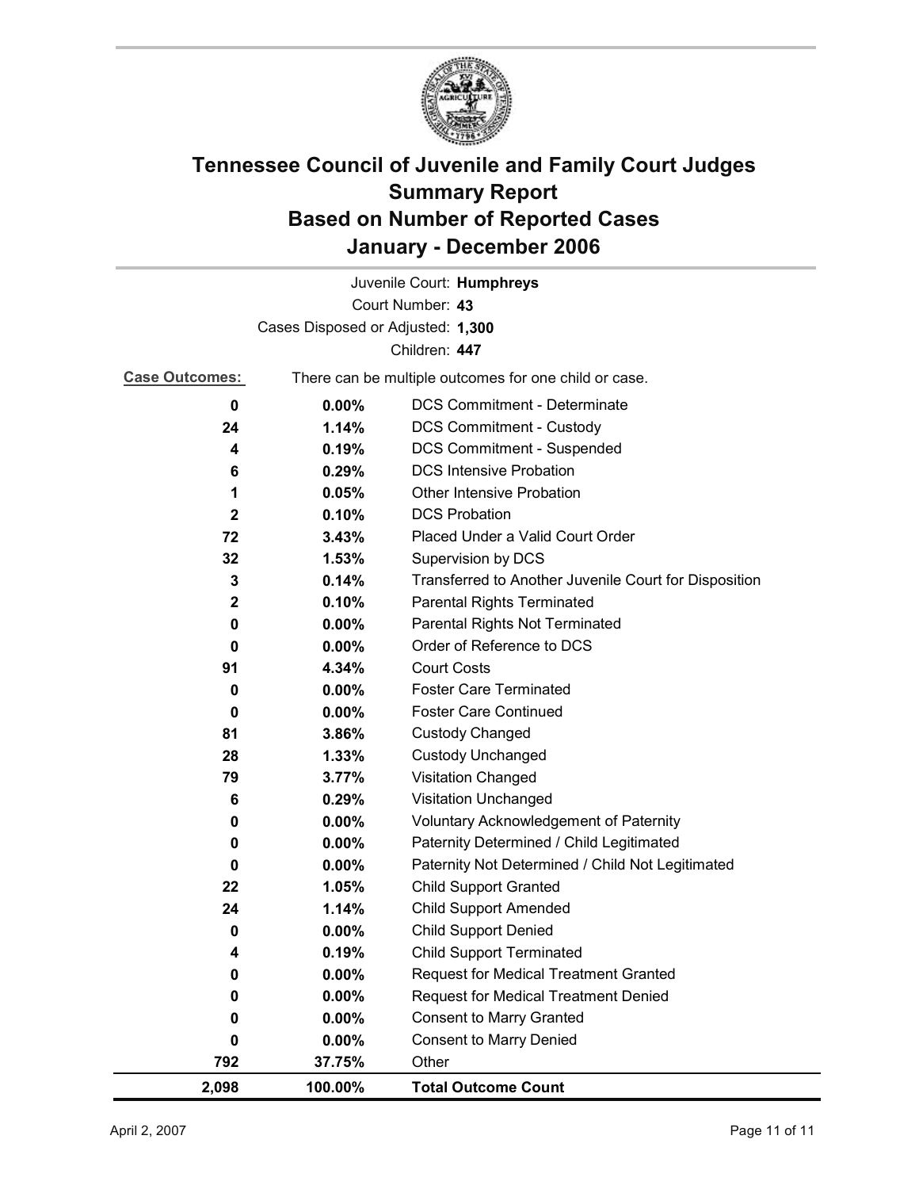# Tennessee Council of Juvenile and Family Court Judges
# Summary Report
# Based on Number of Reported Cases
# January - December 2006

Juvenile Court: **Humphreys**

Court Number: **43**

Cases Disposed or Adjusted: **1,300**

Children: **447**

**Case Outcomes:** There can be multiple outcomes for one child or case.

| | | |
|---|---|---|
| 0 | 0.00% | DCS Commitment - Determinate |
| 24 | 1.14% | DCS Commitment - Custody |
| 4 | 0.19% | DCS Commitment - Suspended |
| 6 | 0.29% | DCS Intensive Probation |
| 1 | 0.05% | Other Intensive Probation |
| 2 | 0.10% | DCS Probation |
| 72 | 3.43% | Placed Under a Valid Court Order |
| 32 | 1.53% | Supervision by DCS |
| 3 | 0.14% | Transferred to Another Juvenile Court for Disposition |
| 2 | 0.10% | Parental Rights Terminated |
| 0 | 0.00% | Parental Rights Not Terminated |
| 0 | 0.00% | Order of Reference to DCS |
| 91 | 4.34% | Court Costs |
| 0 | 0.00% | Foster Care Terminated |
| 0 | 0.00% | Foster Care Continued |
| 81 | 3.86% | Custody Changed |
| 28 | 1.33% | Custody Unchanged |
| 79 | 3.77% | Visitation Changed |
| 6 | 0.29% | Visitation Unchanged |
| 0 | 0.00% | Voluntary Acknowledgement of Paternity |
| 0 | 0.00% | Paternity Determined / Child Legitimated |
| 0 | 0.00% | Paternity Not Determined / Child Not Legitimated |
| 22 | 1.05% | Child Support Granted |
| 24 | 1.14% | Child Support Amended |
| 0 | 0.00% | Child Support Denied |
| 4 | 0.19% | Child Support Terminated |
| 0 | 0.00% | Request for Medical Treatment Granted |
| 0 | 0.00% | Request for Medical Treatment Denied |
| 0 | 0.00% | Consent to Marry Granted |
| 0 | 0.00% | Consent to Marry Denied |
| 792 | 37.75% | Other |
| **2,098** | **100.00%** | **Total Outcome Count** |

April 2, 2007